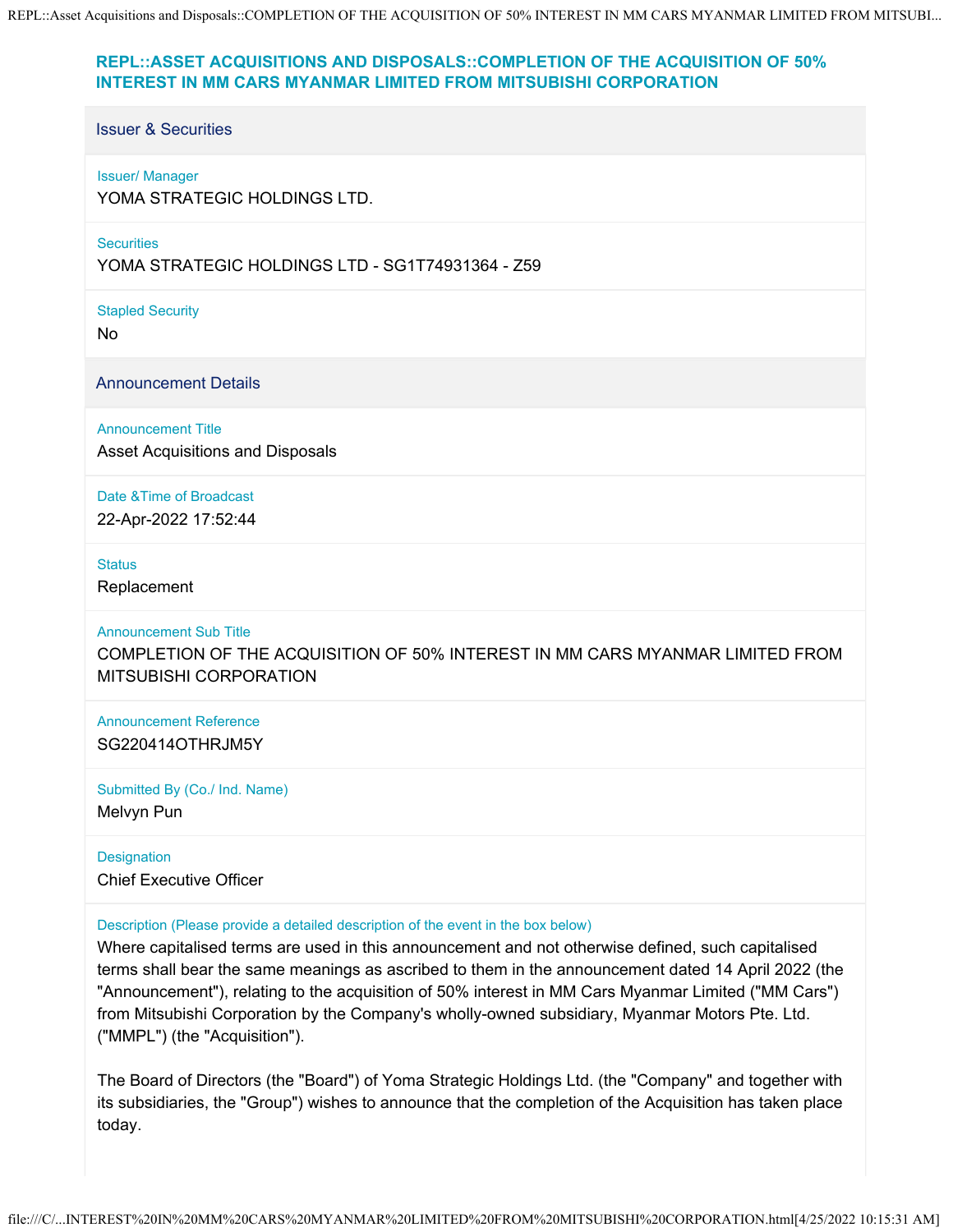# REPL::ASSET ACQUISITIONS AND DISPOSALS::COMPLETION OF THE ACQUISITION OF 50% INTEREST IN MM CARS MYANMAR LIMITED FROM MITSUBISHI CORPORATION

## Issuer & Securities

**Issuer/ Manager**
YOMA STRATEGIC HOLDINGS LTD.

**Securities**
YOMA STRATEGIC HOLDINGS LTD - SG1T74931364 - Z59

**Stapled Security**
No

## Announcement Details

**Announcement Title**
Asset Acquisitions and Disposals

**Date &Time of Broadcast**
22-Apr-2022 17:52:44

**Status**
Replacement

**Announcement Sub Title**
COMPLETION OF THE ACQUISITION OF 50% INTEREST IN MM CARS MYANMAR LIMITED FROM MITSUBISHI CORPORATION

**Announcement Reference**
SG220414OTHRJM5Y

**Submitted By (Co./ Ind. Name)**
Melvyn Pun

**Designation**
Chief Executive Officer

**Description (Please provide a detailed description of the event in the box below)**

Where capitalised terms are used in this announcement and not otherwise defined, such capitalised terms shall bear the same meanings as ascribed to them in the announcement dated 14 April 2022 (the "Announcement"), relating to the acquisition of 50% interest in MM Cars Myanmar Limited ("MM Cars") from Mitsubishi Corporation by the Company's wholly-owned subsidiary, Myanmar Motors Pte. Ltd. ("MMPL") (the "Acquisition").

The Board of Directors (the "Board") of Yoma Strategic Holdings Ltd. (the "Company" and together with its subsidiaries, the "Group") wishes to announce that the completion of the Acquisition has taken place today.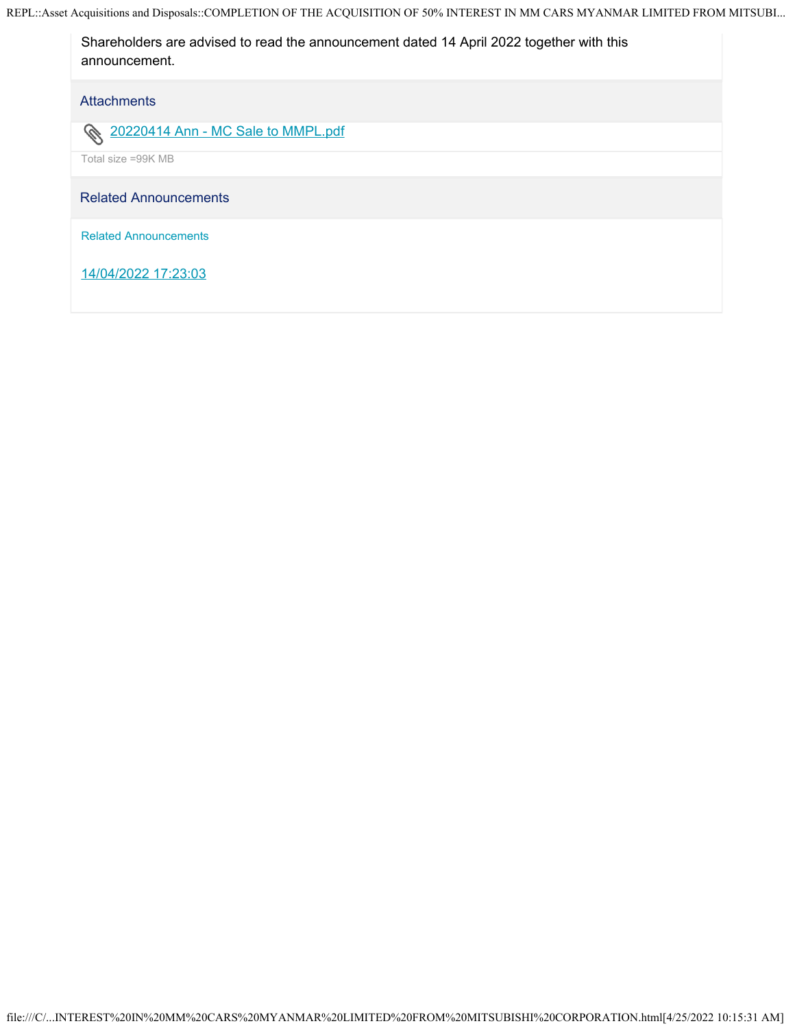Shareholders are advised to read the announcement dated 14 April 2022 together with this announcement.

## Attachments

20220414 Ann - MC Sale to MMPL.pdf

Total size =99K MB

## Related Announcements

Related Announcements

14/04/2022 17:23:03